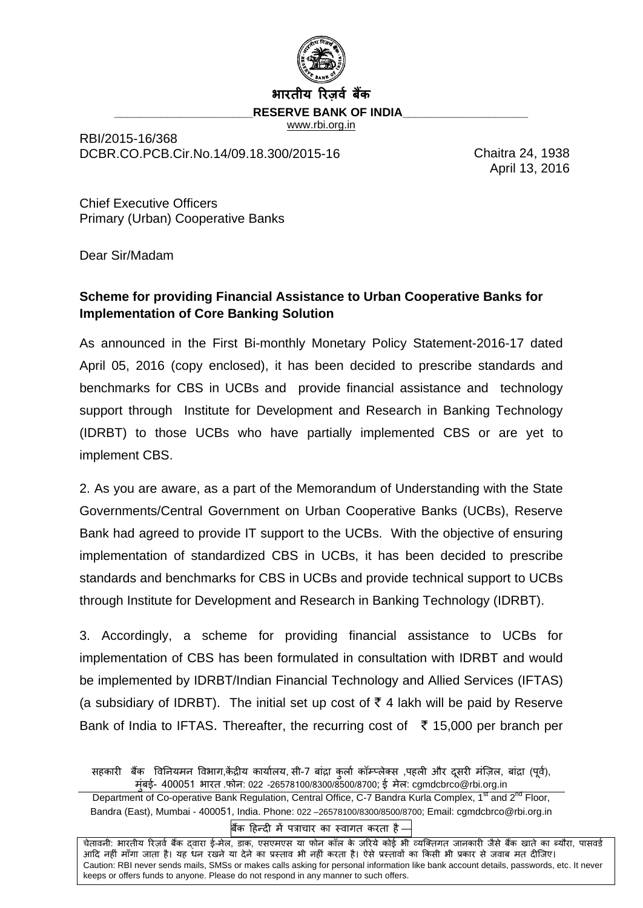भारतीय रिज़र्व बैंक

RESERVE BANK OF INDIA

www.rbi.org.in

RBI/2015-16/368
DCBR.CO.PCB.Cir.No.14/09.18.300/2015-16

Chaitra 24, 1938
April 13, 2016

Chief Executive Officers
Primary (Urban) Cooperative Banks

Dear Sir/Madam

**Scheme for providing Financial Assistance to Urban Cooperative Banks for Implementation of Core Banking Solution**

As announced in the First Bi-monthly Monetary Policy Statement-2016-17 dated April 05, 2016 (copy enclosed), it has been decided to prescribe standards and benchmarks for CBS in UCBs and provide financial assistance and technology support through Institute for Development and Research in Banking Technology (IDRBT) to those UCBs who have partially implemented CBS or are yet to implement CBS.

2. As you are aware, as a part of the Memorandum of Understanding with the State Governments/Central Government on Urban Cooperative Banks (UCBs), Reserve Bank had agreed to provide IT support to the UCBs. With the objective of ensuring implementation of standardized CBS in UCBs, it has been decided to prescribe standards and benchmarks for CBS in UCBs and provide technical support to UCBs through Institute for Development and Research in Banking Technology (IDRBT).

3. Accordingly, a scheme for providing financial assistance to UCBs for implementation of CBS has been formulated in consultation with IDRBT and would be implemented by IDRBT/Indian Financial Technology and Allied Services (IFTAS) (a subsidiary of IDRBT). The initial set up cost of ₹ 4 lakh will be paid by Reserve Bank of India to IFTAS. Thereafter, the recurring cost of ₹ 15,000 per branch per

सहकारी बैंक विनियमन विभाग,केंद्रीय कार्यालय, सी-7 बांद्रा कुर्ला कॉम्प्लेक्स ,पहली और दूसरी मंज़िल, बांद्रा (पूर्व), मुंबई- 400051 भारत .फोन: 022 -26578100/8300/8500/8700; ई मेल: cgmdcbrco@rbi.org.in

Department of Co-operative Bank Regulation, Central Office, C-7 Bandra Kurla Complex, 1st and 2nd Floor, Bandra (East), Mumbai - 400051, India. Phone: 022 –26578100/8300/8500/8700; Email: cgmdcbrco@rbi.org.in

बैंक हिन्दी में पत्राचार का स्वागत करता है

चेतावनी: भारतीय रिज़र्व बैंक द्वारा ई-मेल, डाक, एसएमएस या फोन कॉल के जरिये कोई भी व्यक्तिगत जानकारी जैसे बैंक खाते का ब्यौरा, पासवर्ड आदि नहीं माँगा जाता है। यह धन रखने या देने का प्रस्ताव भी नहीं करता है। ऐसे प्रस्तावों का किसी भी प्रकार से जवाब मत दीजिए।
Caution: RBI never sends mails, SMSs or makes calls asking for personal information like bank account details, passwords, etc. It never keeps or offers funds to anyone. Please do not respond in any manner to such offers.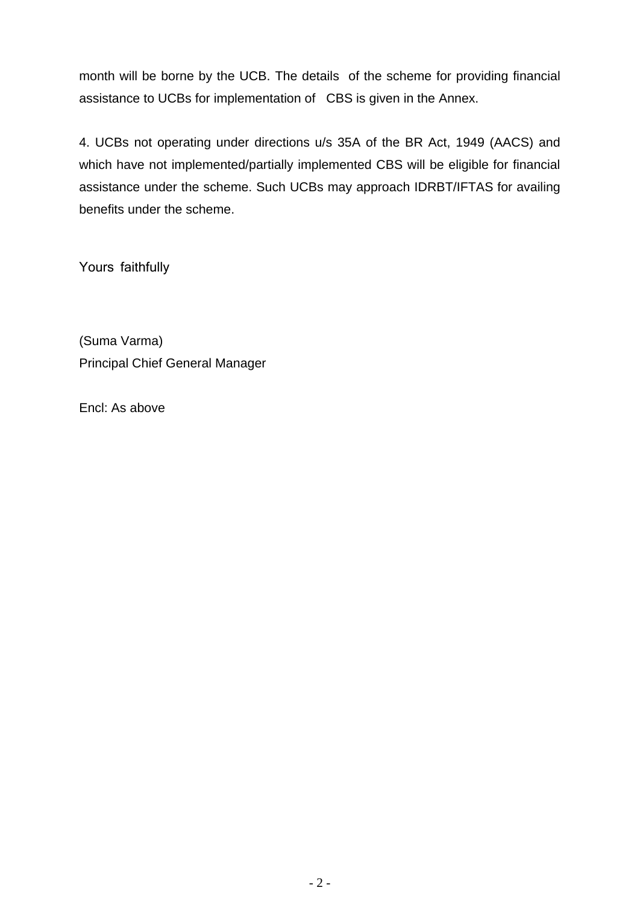month will be borne by the UCB. The details of the scheme for providing financial assistance to UCBs for implementation of CBS is given in the Annex.

4. UCBs not operating under directions u/s 35A of the BR Act, 1949 (AACS) and which have not implemented/partially implemented CBS will be eligible for financial assistance under the scheme. Such UCBs may approach IDRBT/IFTAS for availing benefits under the scheme.

Yours faithfully

(Suma Varma)  
Principal Chief General Manager

Encl: As above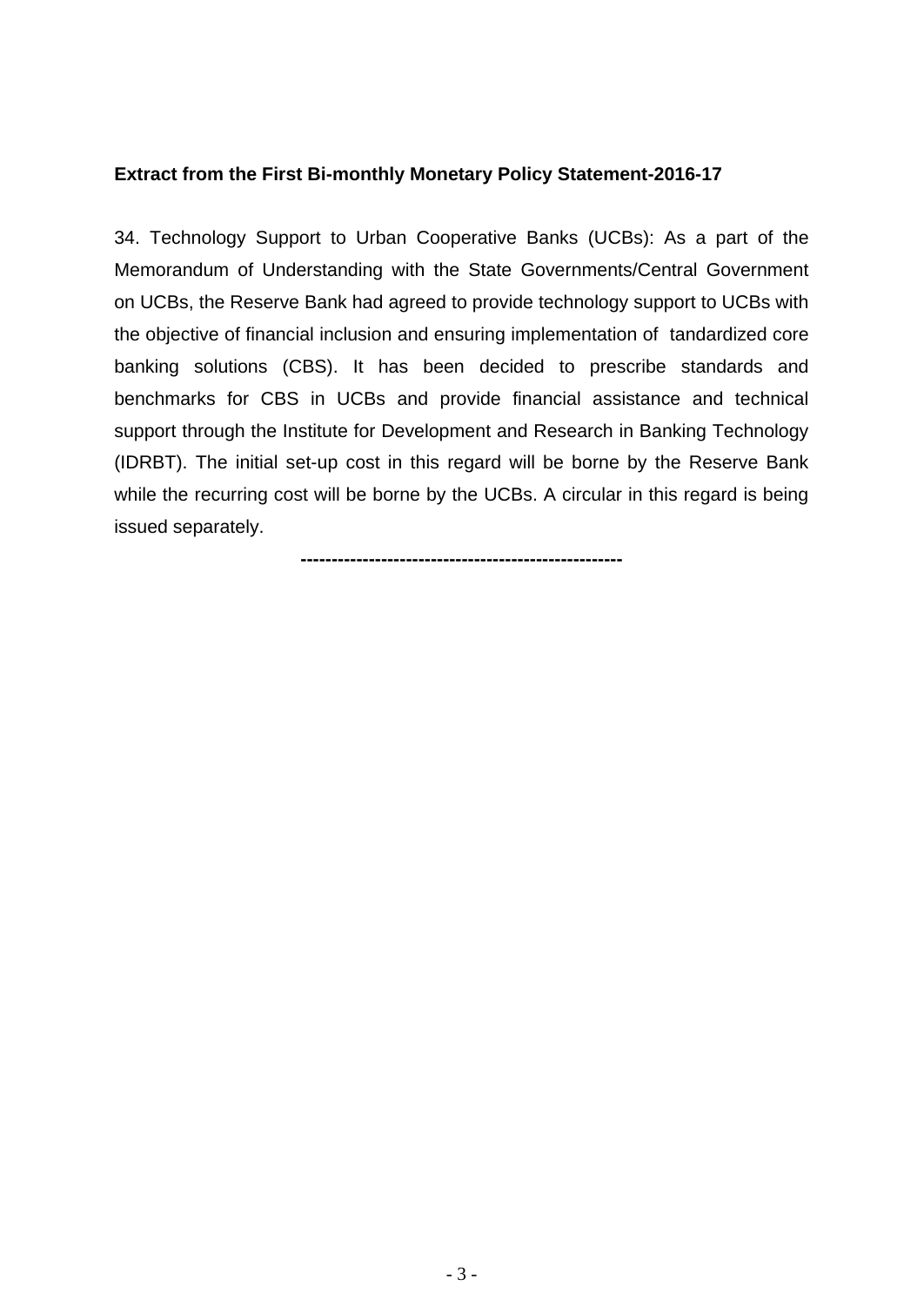**Extract from the First Bi-monthly Monetary Policy Statement-2016-17**

34. Technology Support to Urban Cooperative Banks (UCBs): As a part of the Memorandum of Understanding with the State Governments/Central Government on UCBs, the Reserve Bank had agreed to provide technology support to UCBs with the objective of financial inclusion and ensuring implementation of tandardized core banking solutions (CBS). It has been decided to prescribe standards and benchmarks for CBS in UCBs and provide financial assistance and technical support through the Institute for Development and Research in Banking Technology (IDRBT). The initial set-up cost in this regard will be borne by the Reserve Bank while the recurring cost will be borne by the UCBs. A circular in this regard is being issued separately.

----------------------------------------------------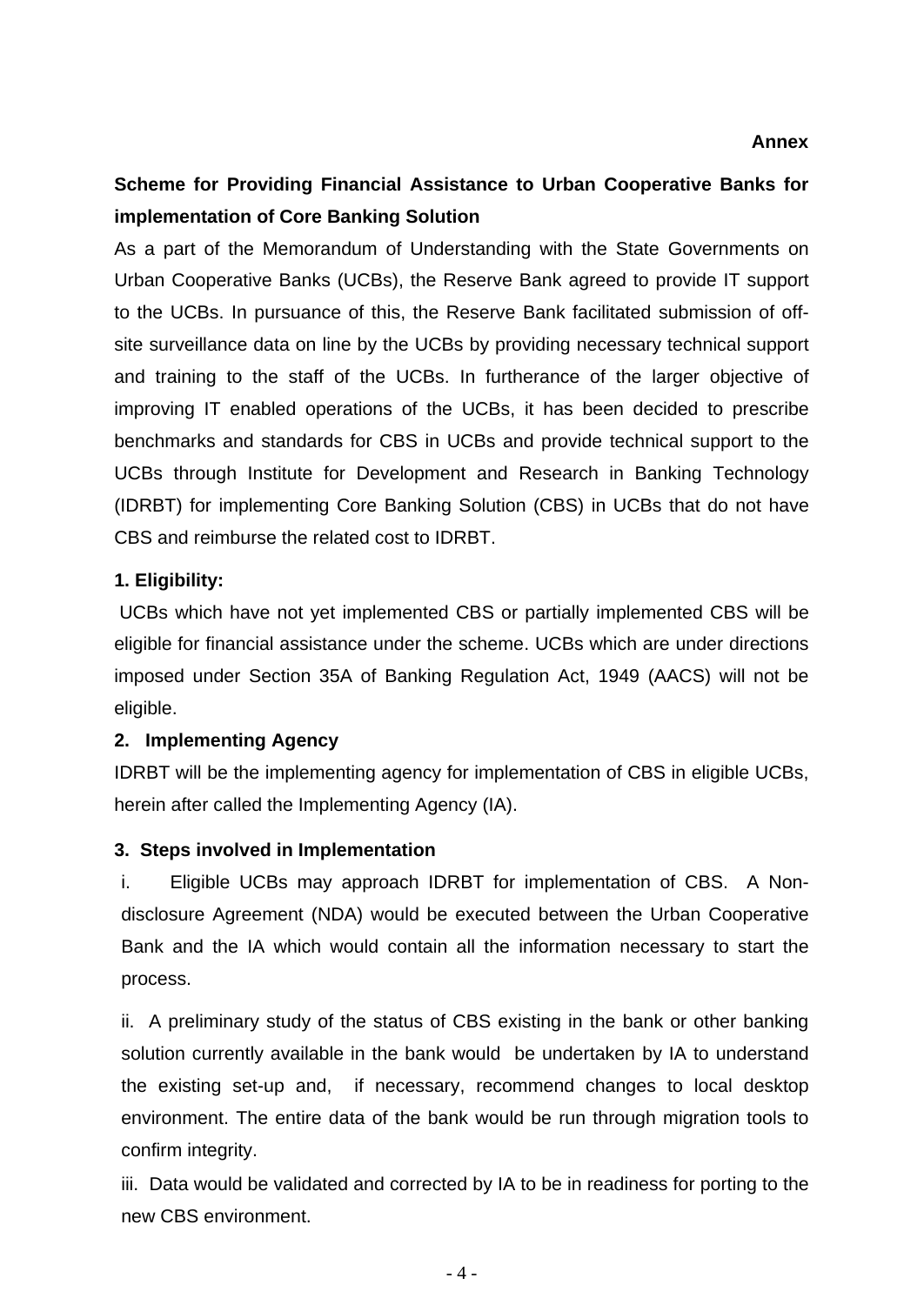**Annex**

**Scheme for Providing Financial Assistance to Urban Cooperative Banks for implementation of Core Banking Solution**

As a part of the Memorandum of Understanding with the State Governments on Urban Cooperative Banks (UCBs), the Reserve Bank agreed to provide IT support to the UCBs. In pursuance of this, the Reserve Bank facilitated submission of off-site surveillance data on line by the UCBs by providing necessary technical support and training to the staff of the UCBs. In furtherance of the larger objective of improving IT enabled operations of the UCBs, it has been decided to prescribe benchmarks and standards for CBS in UCBs and provide technical support to the UCBs through Institute for Development and Research in Banking Technology (IDRBT) for implementing Core Banking Solution (CBS) in UCBs that do not have CBS and reimburse the related cost to IDRBT.

**1. Eligibility:**

UCBs which have not yet implemented CBS or partially implemented CBS will be eligible for financial assistance under the scheme. UCBs which are under directions imposed under Section 35A of Banking Regulation Act, 1949 (AACS) will not be eligible.

**2. Implementing Agency**

IDRBT will be the implementing agency for implementation of CBS in eligible UCBs, herein after called the Implementing Agency (IA).

**3. Steps involved in Implementation**

i. Eligible UCBs may approach IDRBT for implementation of CBS. A Non-disclosure Agreement (NDA) would be executed between the Urban Cooperative Bank and the IA which would contain all the information necessary to start the process.

ii. A preliminary study of the status of CBS existing in the bank or other banking solution currently available in the bank would be undertaken by IA to understand the existing set-up and, if necessary, recommend changes to local desktop environment. The entire data of the bank would be run through migration tools to confirm integrity.

iii. Data would be validated and corrected by IA to be in readiness for porting to the new CBS environment.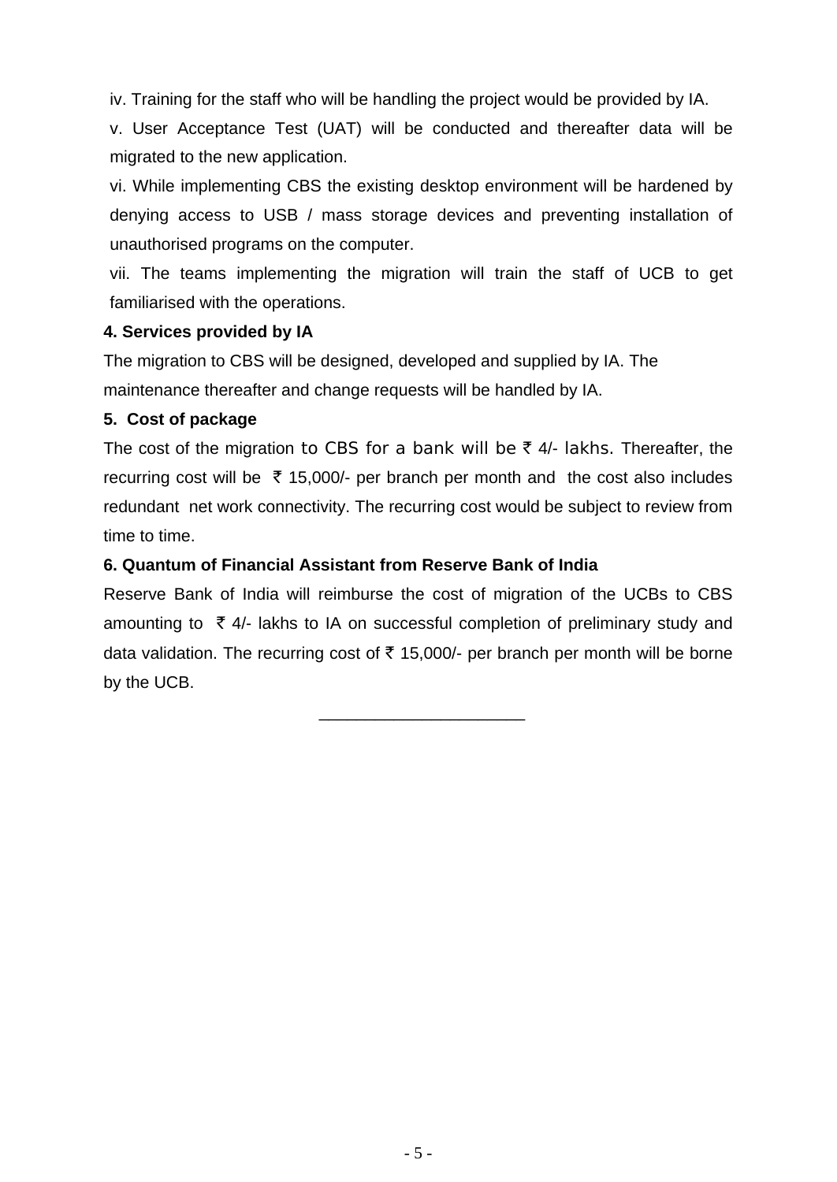iv. Training for the staff who will be handling the project would be provided by IA.

v. User Acceptance Test (UAT) will be conducted and thereafter data will be migrated to the new application.

vi. While implementing CBS the existing desktop environment will be hardened by denying access to USB / mass storage devices and preventing installation of unauthorised programs on the computer.

vii. The teams implementing the migration will train the staff of UCB to get familiarised with the operations.

**4. Services provided by IA**

The migration to CBS will be designed, developed and supplied by IA. The maintenance thereafter and change requests will be handled by IA.

**5. Cost of package**

The cost of the migration to CBS for a bank will be ₹ 4/- lakhs. Thereafter, the recurring cost will be ₹ 15,000/- per branch per month and the cost also includes redundant net work connectivity. The recurring cost would be subject to review from time to time.

**6. Quantum of Financial Assistant from Reserve Bank of India**

Reserve Bank of India will reimburse the cost of migration of the UCBs to CBS amounting to ₹ 4/- lakhs to IA on successful completion of preliminary study and data validation. The recurring cost of ₹ 15,000/- per branch per month will be borne by the UCB.

---